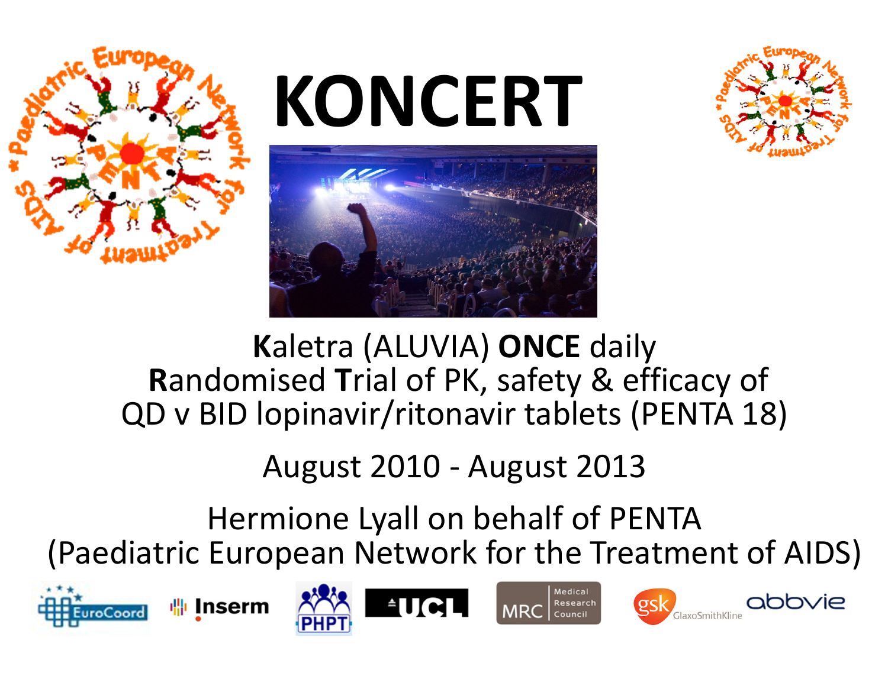# KONCERT

**K**aletra (ALUVIA) **ONCE** daily
**R**andomised **T**rial of PK, safety & efficacy of
QD v BID lopinavir/ritonavir tablets (PENTA 18)

August 2010 - August 2013

Hermione Lyall on behalf of PENTA
(Paediatric European Network for the Treatment of AIDS)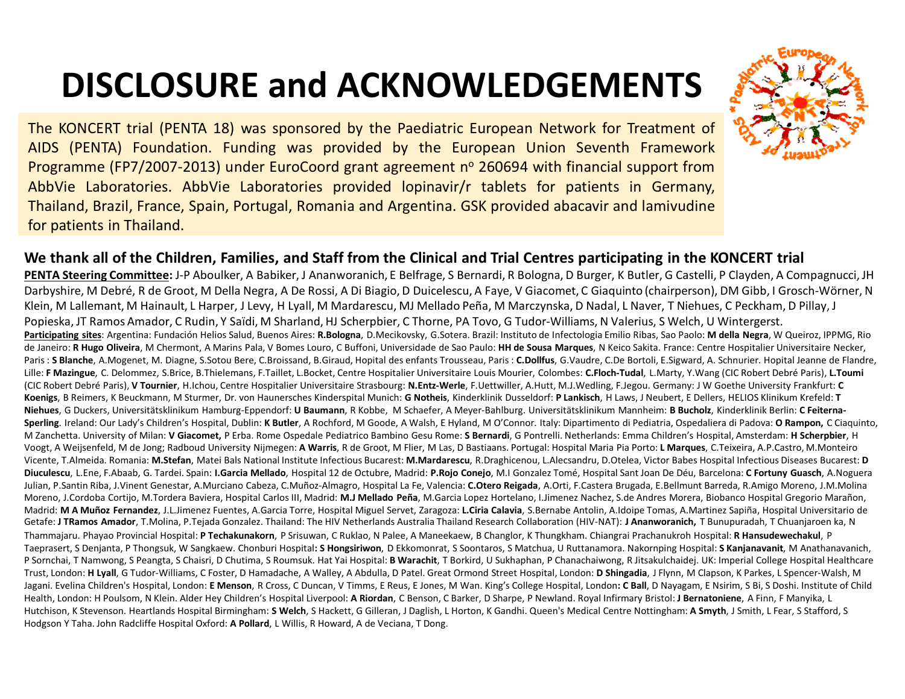# DISCLOSURE and ACKNOWLEDGEMENTS

The KONCERT trial (PENTA 18) was sponsored by the Paediatric European Network for Treatment of AIDS (PENTA) Foundation. Funding was provided by the European Union Seventh Framework Programme (FP7/2007-2013) under EuroCoord grant agreement nº 260694 with financial support from AbbVie Laboratories. AbbVie Laboratories provided lopinavir/r tablets for patients in Germany, Thailand, Brazil, France, Spain, Portugal, Romania and Argentina. GSK provided abacavir and lamivudine for patients in Thailand.

**We thank all of the Children, Families, and Staff from the Clinical and Trial Centres participating in the KONCERT trial**

**PENTA Steering Committee:** J-P Aboulker, A Babiker, J Ananworanich, E Belfrage, S Bernardi, R Bologna, D Burger, K Butler, G Castelli, P Clayden, A Compagnucci, JH Darbyshire, M Debré, R de Groot, M Della Negra, A De Rossi, A Di Biagio, D Duicelescu, A Faye, V Giacomet, C Giaquinto (chairperson), DM Gibb, I Grosch-Wörner, N Klein, M Lallemant, M Hainault, L Harper, J Levy, H Lyall, M Mardarescu, MJ Mellado Peña, M Marczynska, D Nadal, L Naver, T Niehues, C Peckham, D Pillay, J Popieska, JT Ramos Amador, C Rudin, Y Saïdi, M Sharland, HJ Scherpbier, C Thorne, PA Tovo, G Tudor-Williams, N Valerius, S Welch, U Wintergerst.

**Participating sites**: Argentina: Fundación Helios Salud, Buenos Aires: **R.Bologna**, D.Mecikovsky, G.Sotera. Brazil: Instituto de Infectologia Emilio Ribas, Sao Paolo: **M della Negra**, W Queiroz, IPPMG, Rio de Janeiro: **R Hugo Oliveira**, M Chermont, A Marins Pala, V Bomes Louro, C Buffoni, Universidade de Sao Paulo: **HH de Sousa Marques**, N Keico Sakita. France: Centre Hospitalier Universitaire Necker, Paris : **S Blanche**, A.Mogenet, M. Diagne, S.Sotou Bere, C.Broissand, B.Giraud, Hopital des enfants Trousseau, Paris : **C.Dollfus**, G.Vaudre, C.De Bortoli, E.Sigward, A. Schnurier. Hopital Jeanne de Flandre, Lille: **F Mazingue**, C. Delommez, S.Brice, B.Thielemans, F.Taillet, L.Bocket, Centre Hospitalier Universitaire Louis Mourier, Colombes: **C.Floch-Tudal**, L.Marty, Y.Wang (CIC Robert Debré Paris), **L.Toumi** (CIC Robert Debré Paris), **V Tournier**, H.Ichou, Centre Hospitalier Universitaire Strasbourg: **N.Entz-Werle**, F.Uettwiller, A.Hutt, M.J.Wedling, F.Jegou. Germany: J W Goethe University Frankfurt: **C Koenigs**, B Reimers, K Beuckmann, M Sturmer, Dr. von Haunersches Kinderspital Munich: **G Notheis**, Kinderklinik Dusseldorf: **P Lankisch**, H Laws, J Neubert, E Dellers, HELIOS Klinikum Krefeld: **T Niehues**, G Duckers, Universitätsklinikum Hamburg-Eppendorf: **U Baumann**, R Kobbe, M Schaefer, A Meyer-Bahlburg. Universitätsklinikum Mannheim: **B Bucholz**, Kinderklinik Berlin: **C Feiterna-Sperling**. Ireland: Our Lady's Children's Hospital, Dublin: **K Butler**, A Rochford, M Goode, A Walsh, E Hyland, M O'Connor. Italy: Dipartimento di Pediatria, Ospedaliera di Padova: **O Rampon,** C Ciaquinto, M Zanchetta. University of Milan: **V Giacomet,** P Erba. Rome Ospedale Pediatrico Bambino Gesu Rome: **S Bernardi**, G Pontrelli. Netherlands: Emma Children's Hospital, Amsterdam: **H Scherpbier**, H Voogt, A Weijsenfeld, M de Jong; Radboud University Nijmegen: **A Warris**, R de Groot, M Flier, M Las, D Bastiaans. Portugal: Hospital Maria Pia Porto: **L Marques**, C.Teixeira, A.P.Castro, M.Monteiro Vicente, T.Almeida. Romania: **M.Stefan**, Matei Bals National Institute Infectious Bucarest: **M.Mardarescu**, R.Draghicenou, L.Alecsandru, D.Otelea, Victor Babes Hospital Infectious Diseases Bucarest: **D Diuculescu**, L.Ene, F.Abaab, G. Tardei. Spain: **I.Garcia Mellado**, Hospital 12 de Octubre, Madrid: **P.Rojo Conejo**, M.I Gonzalez Tomé, Hospital Sant Joan De Déu, Barcelona: **C Fortuny Guasch**, A.Noguera Julian, P.Santin Riba, J.Vinent Genestar, A.Murciano Cabeza, C.Muñoz-Almagro, Hospital La Fe, Valencia: **C.Otero Reigada**, A.Orti, F.Castera Brugada, E.Bellmunt Barreda, R.Amigo Moreno, J.M.Molina Moreno, J.Cordoba Cortijo, M.Tordera Baviera, Hospital Carlos III, Madrid: **M.J Mellado Peña**, M.Garcia Lopez Hortelano, I.Jimenez Nachez, S.de Andres Morera, Biobanco Hospital Gregorio Marañon, Madrid: **M A Muñoz Fernandez**, J.L.Jimenez Fuentes, A.Garcia Torre, Hospital Miguel Servet, Zaragoza: **L.Ciria Calavia**, S.Bernabe Antolin, A.Idoipe Tomas, A.Martinez Sapiña, Hospital Universitario de Getafe: **J TRamos Amador**, T.Molina, P.Tejada Gonzalez. Thailand: The HIV Netherlands Australia Thailand Research Collaboration (HIV-NAT): **J Ananworanich,** T Bunupuradah, T Chuanjaroen ka, N Thammajaru. Phayao Provincial Hospital: **P Techakunakorn**, P Srisuwan, C Ruklao, N Palee, A Maneekaew, B Changlor, K Thungkham. Chiangrai Prachanukroh Hospital: **R Hansudewechakul**, P Taeprasert, S Denjanta, P Thongsuk, W Sangkaew. Chonburi Hospital**: S Hongsiriwon**, D Ekkomonrat, S Soontaros, S Matchua, U Ruttanamora. Nakornping Hospital: **S Kanjanavanit**, M Anathanavanich, P Sornchai, T Namwong, S Peangta, S Chaisri, D Chutima, S Roumsuk. Hat Yai Hospital: **B Warachit**, T Borkird, U Sukhaphan, P Chanachaiwong, R Jitsakulchaidej. UK: Imperial College Hospital Healthcare Trust, London: **H Lyall**, G Tudor-Williams, C Foster, D Hamadache, A Walley, A Abdulla, D Patel. Great Ormond Street Hospital, London: **D Shingadia**, J Flynn, M Clapson, K Parkes, L Spencer-Walsh, M Jagani. Evelina Children's Hospital, London: **E Menson**, R Cross, C Duncan, V Timms, E Reus, E Jones, M Wan. King's College Hospital, London**: C Ball**, D Nayagam, E Nsirim, S Bi, S Doshi. Institute of Child Health, London: H Poulsom, N Klein. Alder Hey Children's Hospital Liverpool: **A Riordan**, C Benson, C Barker, D Sharpe, P Newland. Royal Infirmary Bristol: **J Bernatoniene**, A Finn, F Manyika, L Hutchison, K Stevenson. Heartlands Hospital Birmingham: **S Welch**, S Hackett, G Gilleran, J Daglish, L Horton, K Gandhi. Queen's Medical Centre Nottingham: **A Smyth**, J Smith, L Fear, S Stafford, S Hodgson Y Taha. John Radcliffe Hospital Oxford: **A Pollard**, L Willis, R Howard, A de Veciana, T Dong.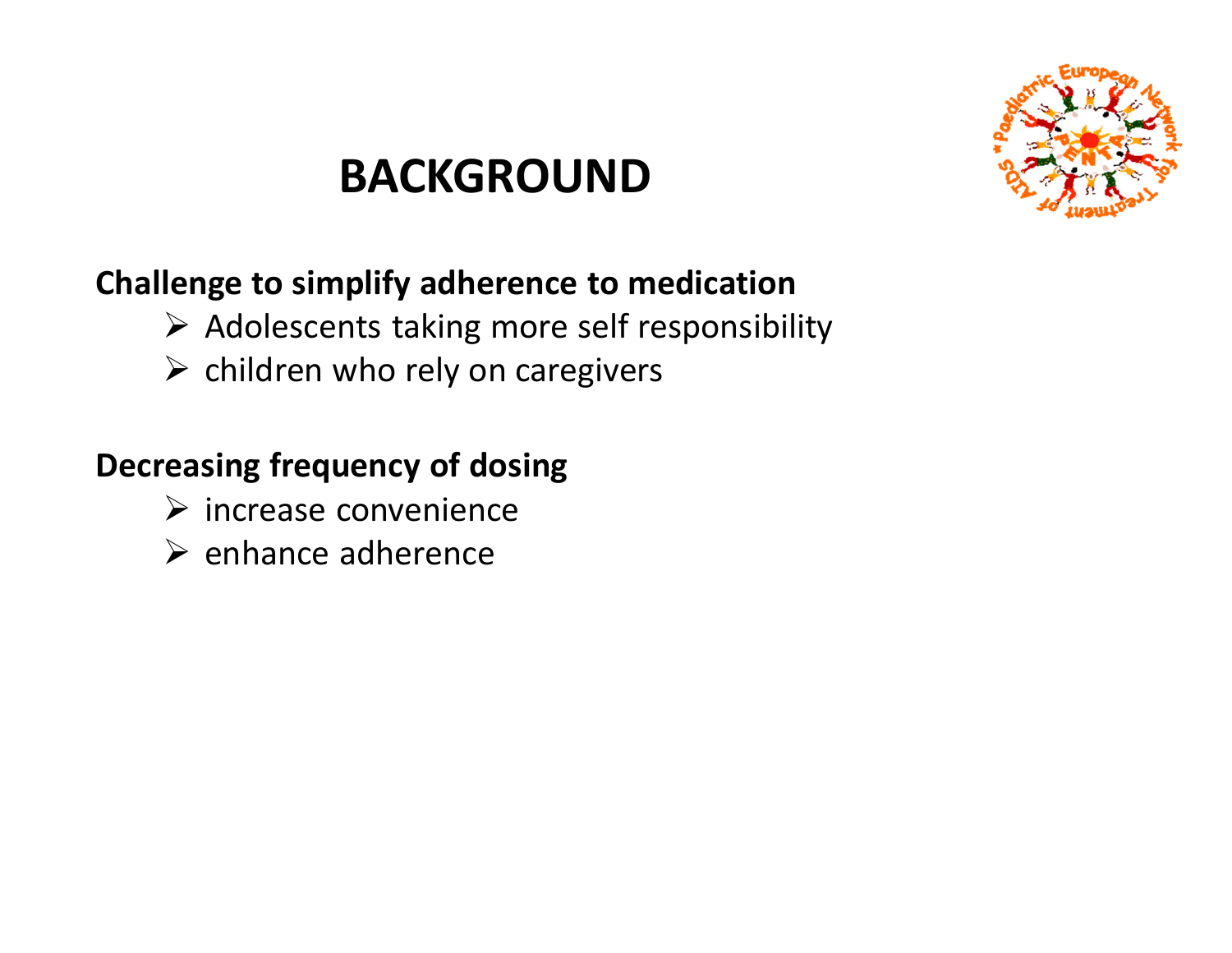# BACKGROUND

**Challenge to simplify adherence to medication**

- Adolescents taking more self responsibility
- children who rely on caregivers

**Decreasing frequency of dosing**

- increase convenience
- enhance adherence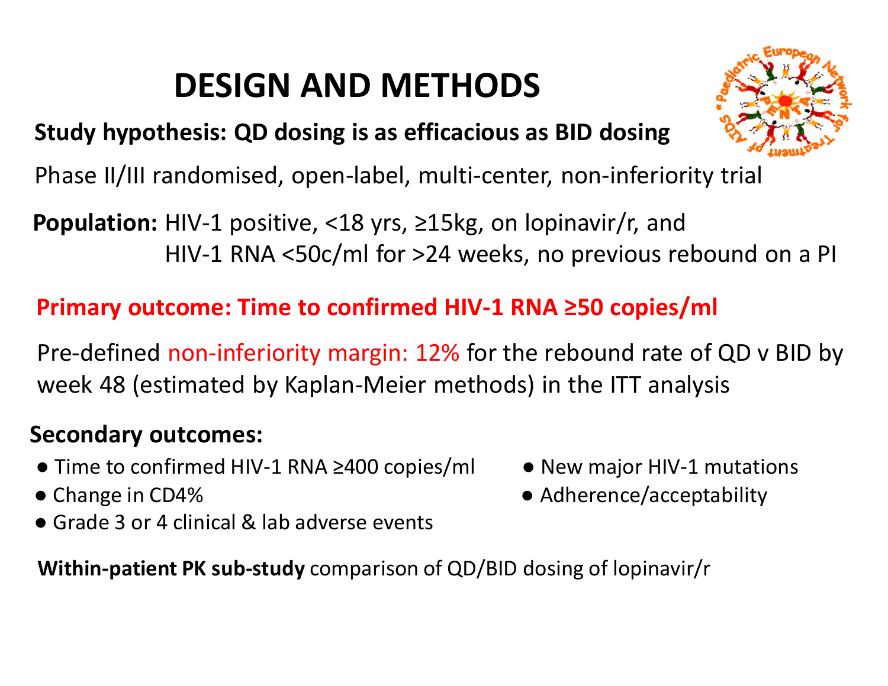# DESIGN AND METHODS

**Study hypothesis: QD dosing is as efficacious as BID dosing**

Phase II/III randomised, open-label, multi-center, non-inferiority trial

**Population:** HIV-1 positive, <18 yrs, ≥15kg, on lopinavir/r, and HIV-1 RNA <50c/ml for >24 weeks, no previous rebound on a PI

**Primary outcome: Time to confirmed HIV-1 RNA ≥50 copies/ml**

Pre-defined non-inferiority margin: 12% for the rebound rate of QD v BID by week 48 (estimated by Kaplan-Meier methods) in the ITT analysis

**Secondary outcomes:**

- Time to confirmed HIV-1 RNA ≥400 copies/ml
- Change in CD4%
- Grade 3 or 4 clinical & lab adverse events
- New major HIV-1 mutations
- Adherence/acceptability

**Within-patient PK sub-study** comparison of QD/BID dosing of lopinavir/r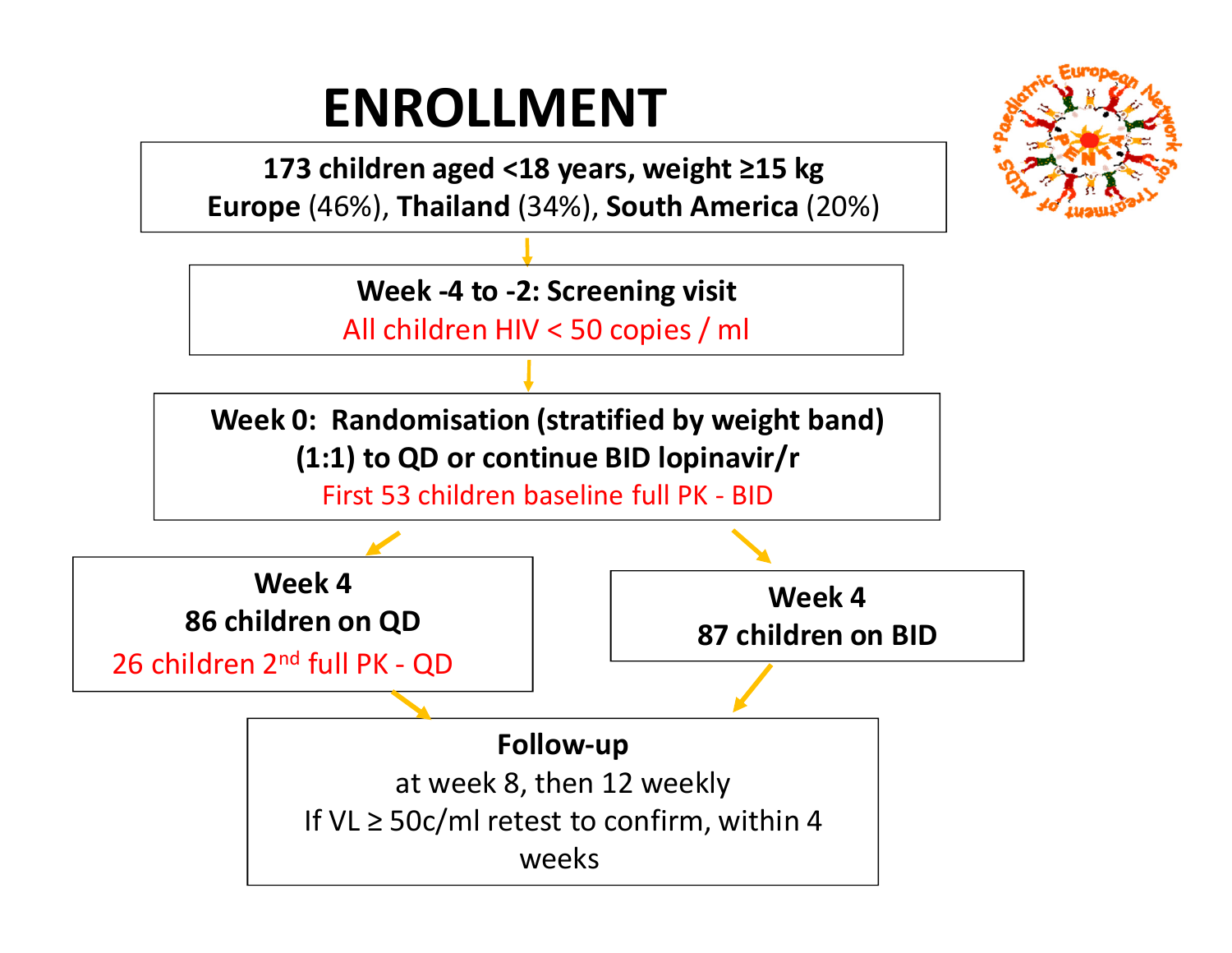# ENROLLMENT

**173 children aged <18 years, weight ≥15 kg**
**Europe** (46%), **Thailand** (34%), **South America** (20%)

**Week -4 to -2: Screening visit**
All children HIV < 50 copies / ml

**Week 0: Randomisation (stratified by weight band)**
**(1:1) to QD or continue BID lopinavir/r**
First 53 children baseline full PK - BID

**Week 4**
**86 children on QD**
26 children 2nd full PK - QD

**Week 4**
**87 children on BID**

**Follow-up**
at week 8, then 12 weekly
If VL ≥ 50c/ml retest to confirm, within 4 weeks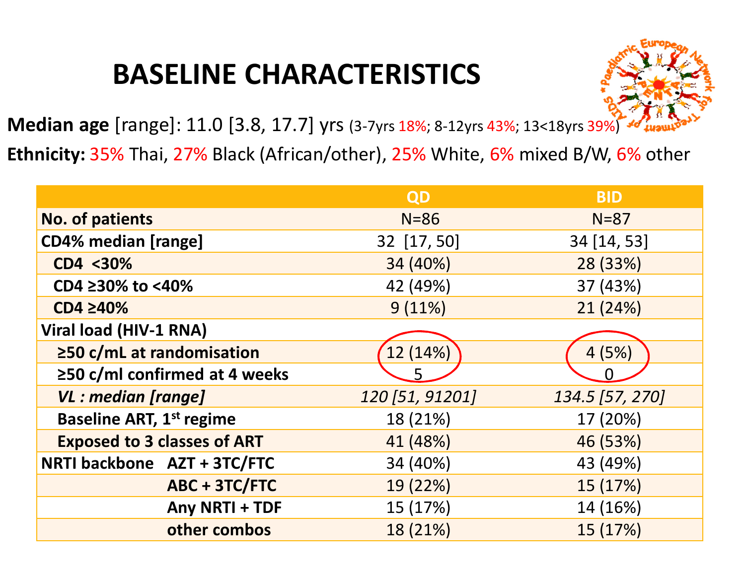# BASELINE CHARACTERISTICS

**Median age** [range]: 11.0 [3.8, 17.7] yrs (3-7yrs 18%; 8-12yrs 43%; 13<18yrs 39%)

**Ethnicity:** 35% Thai, 27% Black (African/other), 25% White, 6% mixed B/W, 6% other

| | QD | BID |
|---|---|---|
| **No. of patients** | N=86 | N=87 |
| **CD4% median [range]** | 32 [17, 50] | 34 [14, 53] |
| **CD4 <30%** | 34 (40%) | 28 (33%) |
| **CD4 ≥30% to <40%** | 42 (49%) | 37 (43%) |
| **CD4 ≥40%** | 9 (11%) | 21 (24%) |
| **Viral load (HIV-1 RNA)** | | |
| **≥50 c/mL at randomisation** | 12 (14%) | 4 (5%) |
| **≥50 c/ml confirmed at 4 weeks** | 5 | 0 |
| ***VL : median [range]*** | *120 [51, 91201]* | *134.5 [57, 270]* |
| **Baseline ART, 1st regime** | 18 (21%) | 17 (20%) |
| **Exposed to 3 classes of ART** | 41 (48%) | 46 (53%) |
| **NRTI backbone** AZT + 3TC/FTC | 34 (40%) | 43 (49%) |
| ABC + 3TC/FTC | 19 (22%) | 15 (17%) |
| Any NRTI + TDF | 15 (17%) | 14 (16%) |
| other combos | 18 (21%) | 15 (17%) |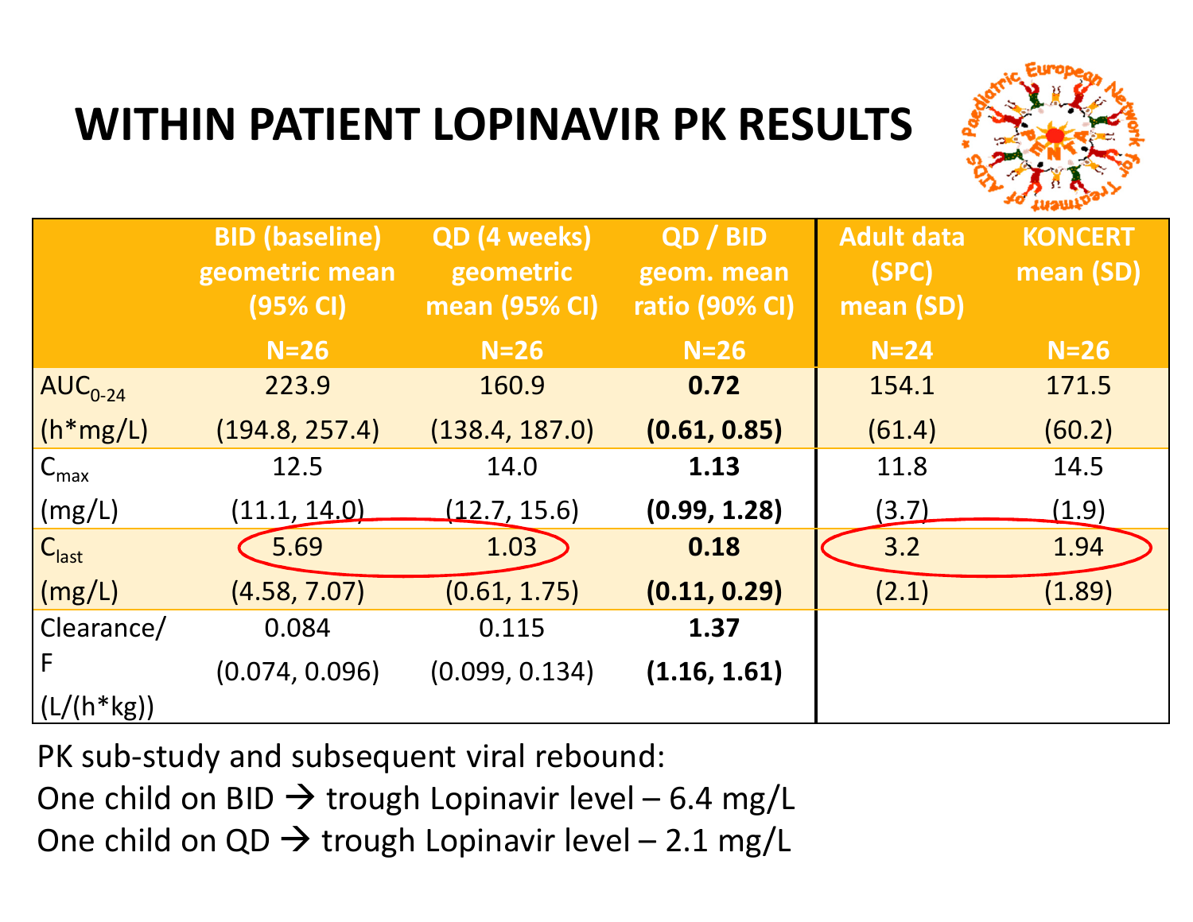# WITHIN PATIENT LOPINAVIR PK RESULTS

| | BID (baseline) geometric mean (95% CI) | QD (4 weeks) geometric mean (95% CI) | QD / BID geom. mean ratio (90% CI) | Adult data (SPC) mean (SD) | KONCERT mean (SD) |
|---|---|---|---|---|---|
| | N=26 | N=26 | N=26 | N=24 | N=26 |
| $AUC_{0-24}$ (h*mg/L) | 223.9 (194.8, 257.4) | 160.9 (138.4, 187.0) | **0.72 (0.61, 0.85)** | 154.1 (61.4) | 171.5 (60.2) |
| $C_{max}$ (mg/L) | 12.5 (11.1, 14.0) | 14.0 (12.7, 15.6) | **1.13 (0.99, 1.28)** | 11.8 (3.7) | 14.5 (1.9) |
| $C_{last}$ (mg/L) | 5.69 (4.58, 7.07) | 1.03 (0.61, 1.75) | **0.18 (0.11, 0.29)** | 3.2 (2.1) | 1.94 (1.89) |
| Clearance/F (L/(h*kg)) | 0.084 (0.074, 0.096) | 0.115 (0.099, 0.134) | **1.37 (1.16, 1.61)** | | |

PK sub-study and subsequent viral rebound:

One child on BID → trough Lopinavir level – 6.4 mg/L

One child on QD → trough Lopinavir level – 2.1 mg/L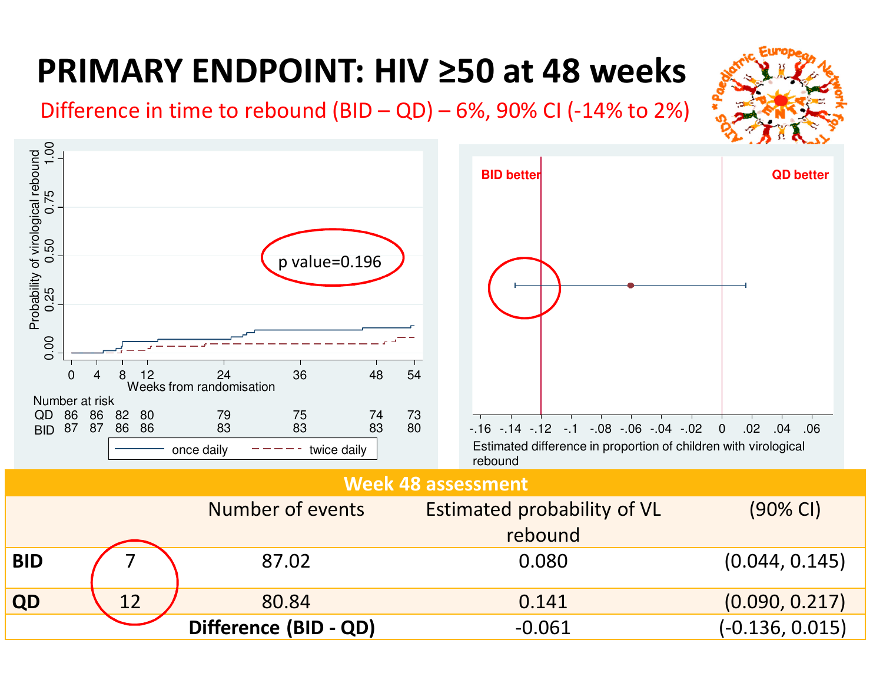# PRIMARY ENDPOINT: HIV ≥50 at 48 weeks

Difference in time to rebound (BID – QD) – 6%, 90% CI (-14% to 2%)

p value=0.196

Number at risk

| | 0 | 4 | 8 | 12 | 24 | 36 | 48 | 54 |
|---|---|---|---|---|---|---|---|---|
| QD | 86 | 86 | 82 | 80 | 79 | 75 | 74 | 73 |
| BID | 87 | 87 | 86 | 86 | 83 | 83 | 83 | 80 |

Weeks from randomisation

once daily — twice daily

BID better | QD better

Estimated difference in proportion of children with virological rebound

| Week 48 assessment | | | | |
|---|---|---|---|---|
| | | Number of events | Estimated probability of VL rebound | (90% CI) |
| **BID** | 7 | 87.02 | 0.080 | (0.044, 0.145) |
| **QD** | 12 | 80.84 | 0.141 | (0.090, 0.217) |
| | | **Difference (BID - QD)** | -0.061 | (-0.136, 0.015) |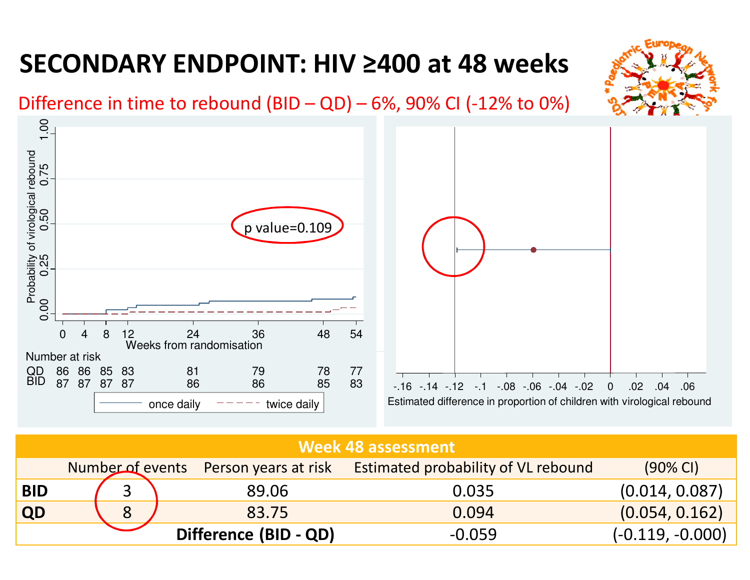# SECONDARY ENDPOINT: HIV ≥400 at 48 weeks

Difference in time to rebound (BID – QD) – 6%, 90% CI (-12% to 0%)

Probability of virological rebound

p value=0.109

Weeks from randomisation

Number at risk

| | 0 | 4 | 8 | 12 | 24 | 36 | 48 | 54 |
|---|---|---|---|---|---|---|---|---|
| QD | 86 | 86 | 85 | 83 | 81 | 79 | 78 | 77 |
| BID | 87 | 87 | 87 | 87 | 86 | 86 | 85 | 83 |

once daily — twice daily

Estimated difference in proportion of children with virological rebound

| Week 48 assessment | | | | |
|---|---|---|---|---|
| | Number of events | Person years at risk | Estimated probability of VL rebound | (90% CI) |
| **BID** | 3 | 89.06 | 0.035 | (0.014, 0.087) |
| **QD** | 8 | 83.75 | 0.094 | (0.054, 0.162) |
| | | **Difference (BID - QD)** | -0.059 | (-0.119, -0.000) |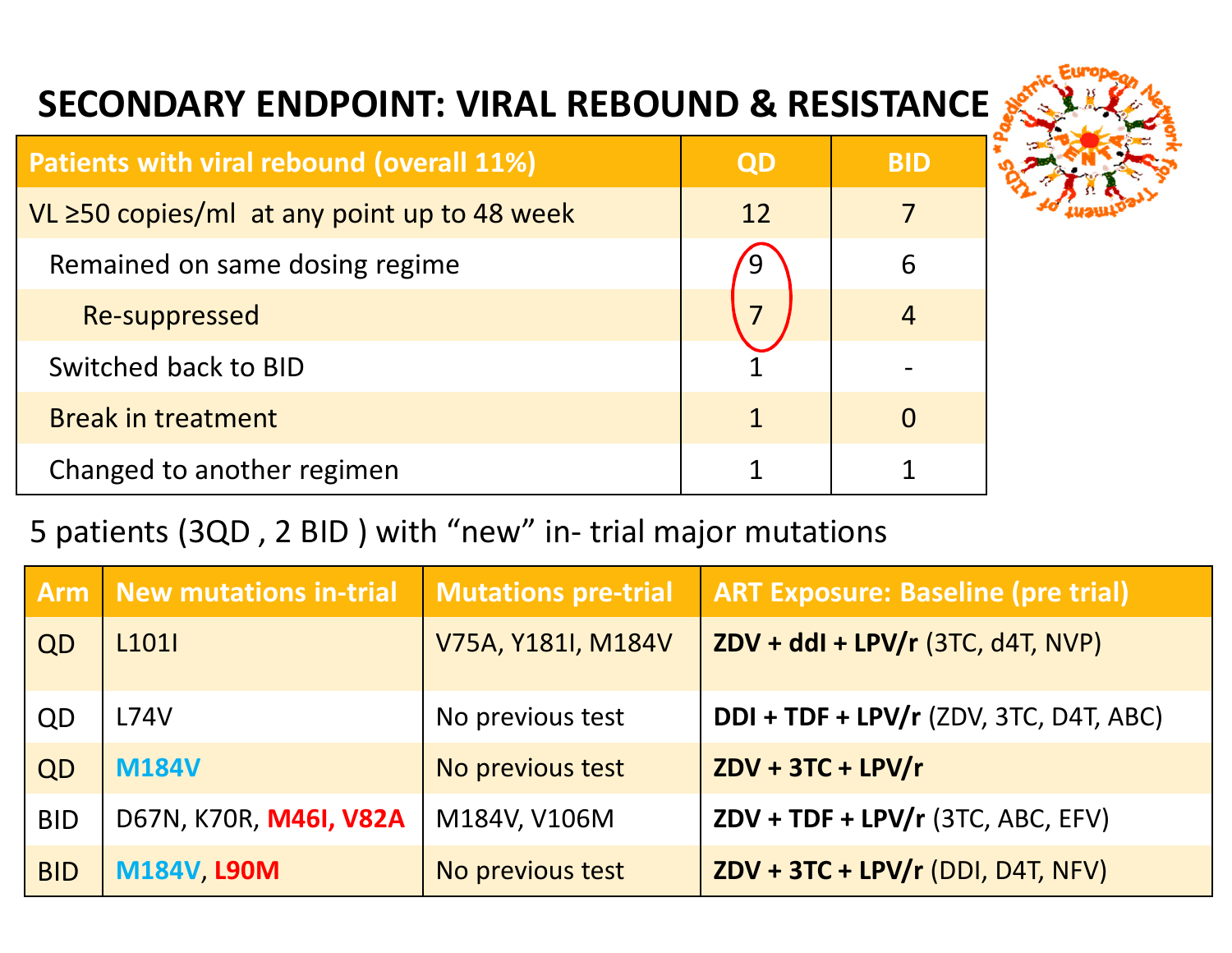# SECONDARY ENDPOINT: VIRAL REBOUND & RESISTANCE

| Patients with viral rebound (overall 11%) | QD | BID |
|---|---|---|
| VL ≥50 copies/ml at any point up to 48 week | 12 | 7 |
| Remained on same dosing regime | 9 | 6 |
| Re-suppressed | 7 | 4 |
| Switched back to BID | 1 | - |
| Break in treatment | 1 | 0 |
| Changed to another regimen | 1 | 1 |

5 patients (3QD , 2 BID ) with "new" in- trial major mutations

| Arm | New mutations in-trial | Mutations pre-trial | ART Exposure: Baseline (pre trial) |
|---|---|---|---|
| QD | L101I | V75A, Y181I, M184V | **ZDV + ddI + LPV/r** (3TC, d4T, NVP) |
| QD | L74V | No previous test | **DDI + TDF + LPV/r** (ZDV, 3TC, D4T, ABC) |
| QD | M184V | No previous test | **ZDV + 3TC + LPV/r** |
| BID | D67N, K70R, **M46I, V82A** | M184V, V106M | **ZDV + TDF + LPV/r** (3TC, ABC, EFV) |
| BID | M184V, **L90M** | No previous test | **ZDV + 3TC + LPV/r** (DDI, D4T, NFV) |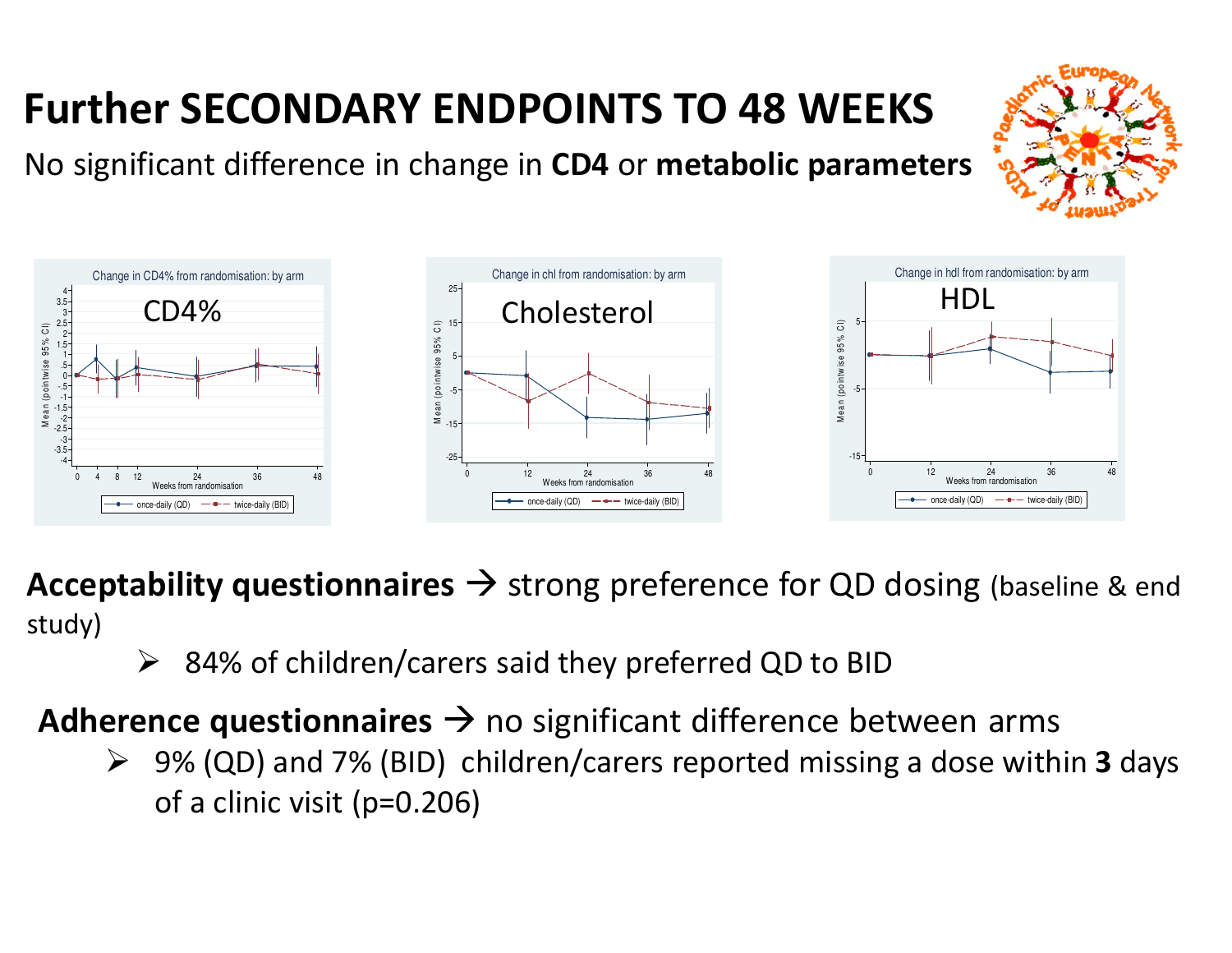# Further SECONDARY ENDPOINTS TO 48 WEEKS

No significant difference in change in **CD4** or **metabolic parameters**

**Acceptability questionnaires** → strong preference for QD dosing (baseline & end study)

- 84% of children/carers said they preferred QD to BID

**Adherence questionnaires** → no significant difference between arms

- 9% (QD) and 7% (BID) children/carers reported missing a dose within **3** days of a clinic visit (p=0.206)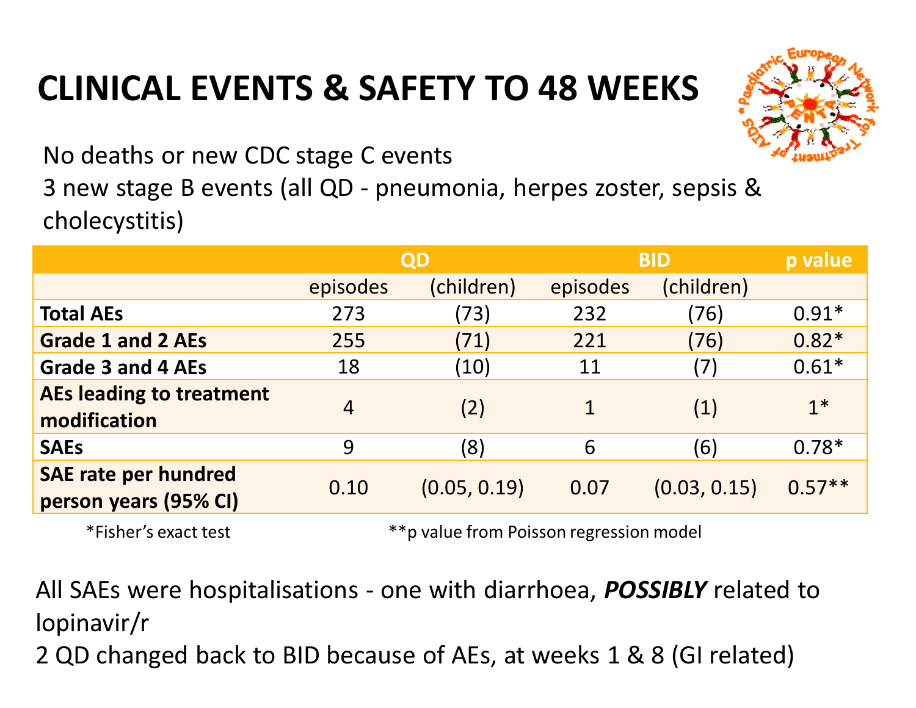# CLINICAL EVENTS & SAFETY TO 48 WEEKS

No deaths or new CDC stage C events

3 new stage B events (all QD - pneumonia, herpes zoster, sepsis & cholecystitis)

| | QD | | BID | | p value |
|---|---|---|---|---|---|
| | episodes | (children) | episodes | (children) | |
| **Total AEs** | 273 | (73) | 232 | (76) | 0.91* |
| **Grade 1 and 2 AEs** | 255 | (71) | 221 | (76) | 0.82* |
| **Grade 3 and 4 AEs** | 18 | (10) | 11 | (7) | 0.61* |
| **AEs leading to treatment modification** | 4 | (2) | 1 | (1) | 1* |
| **SAEs** | 9 | (8) | 6 | (6) | 0.78* |
| **SAE rate per hundred person years (95% CI)** | 0.10 | (0.05, 0.19) | 0.07 | (0.03, 0.15) | 0.57** |

*Fisher's exact test

**p value from Poisson regression model

All SAEs were hospitalisations - one with diarrhoea, ***POSSIBLY*** related to lopinavir/r

2 QD changed back to BID because of AEs, at weeks 1 & 8 (GI related)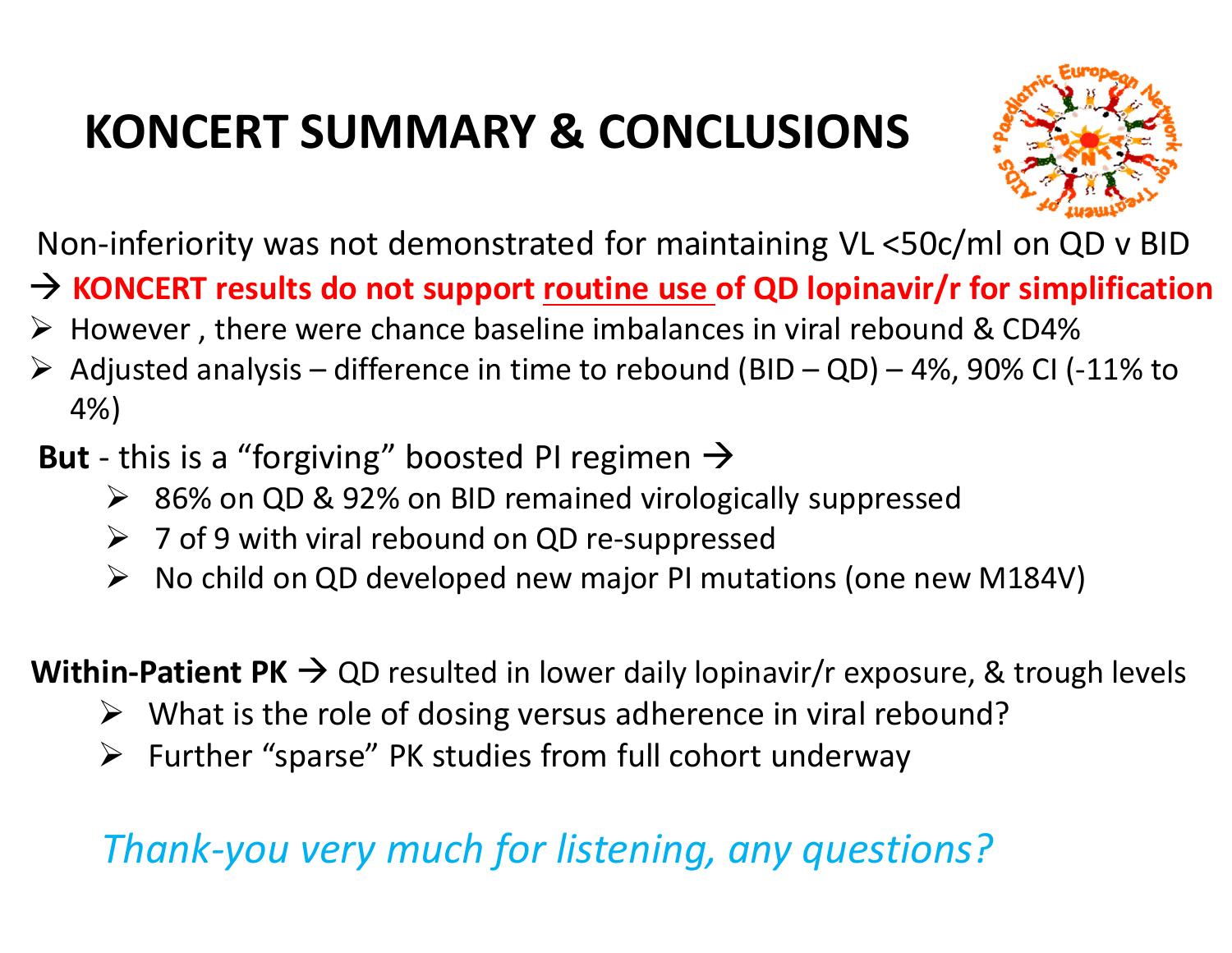# KONCERT SUMMARY & CONCLUSIONS

Non-inferiority was not demonstrated for maintaining VL <50c/ml on QD v BID

→ **KONCERT results do not support routine use of QD lopinavir/r for simplification**

- However , there were chance baseline imbalances in viral rebound & CD4%
- Adjusted analysis – difference in time to rebound (BID – QD) – 4%, 90% CI (-11% to 4%)

**But** - this is a "forgiving" boosted PI regimen →

- 86% on QD & 92% on BID remained virologically suppressed
- 7 of 9 with viral rebound on QD re-suppressed
- No child on QD developed new major PI mutations (one new M184V)

**Within-Patient PK** → QD resulted in lower daily lopinavir/r exposure, & trough levels

- What is the role of dosing versus adherence in viral rebound?
- Further "sparse" PK studies from full cohort underway

*Thank-you very much for listening, any questions?*